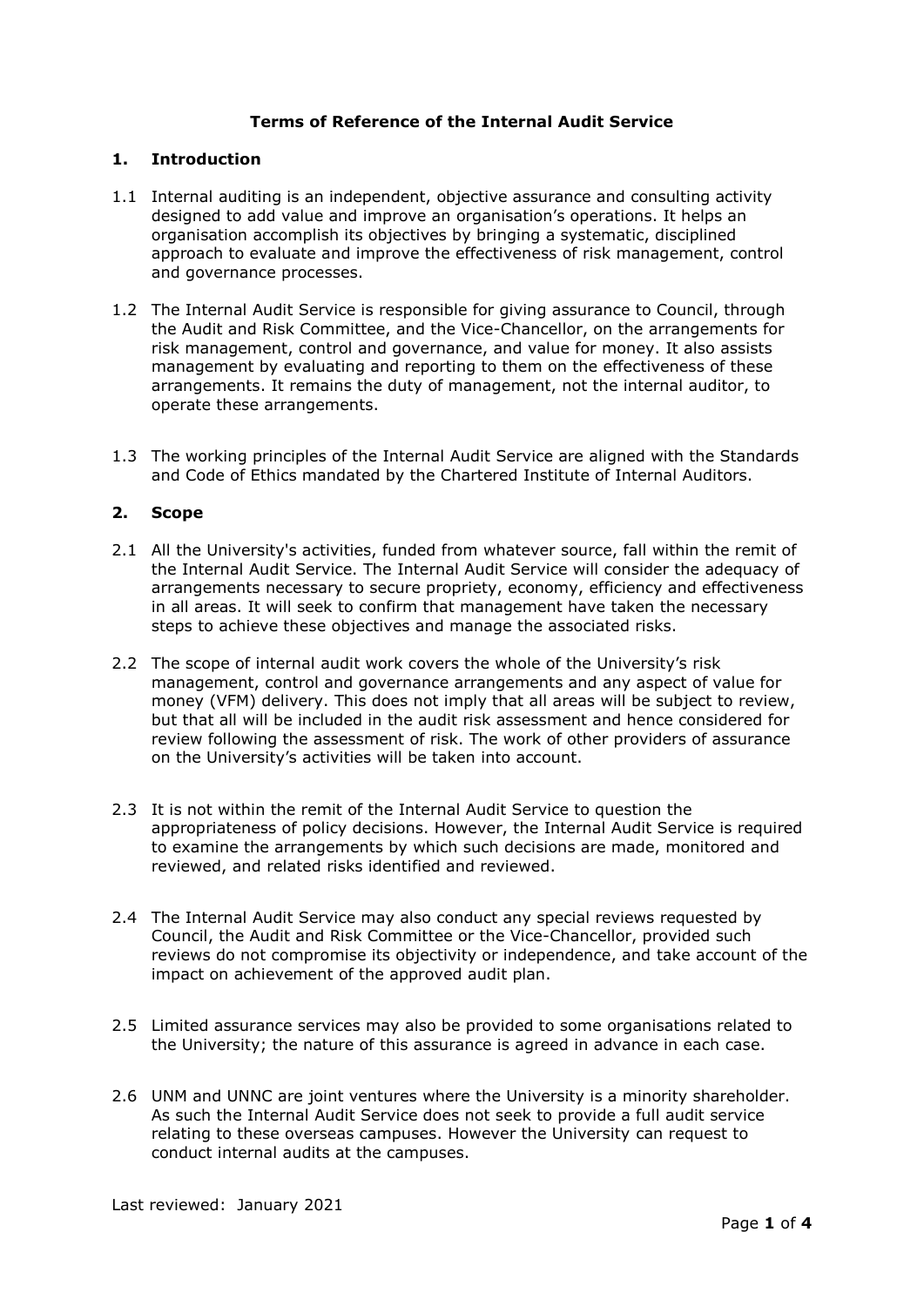# Terms of Reference of the Internal Audit Service

## 1. Introduction

1.1 Internal auditing is an independent, objective assurance and consulting activity designed to add value and improve an organisation's operations. It helps an organisation accomplish its objectives by bringing a systematic, disciplined approach to evaluate and improve the effectiveness of risk management, control and governance processes.

1.2 The Internal Audit Service is responsible for giving assurance to Council, through the Audit and Risk Committee, and the Vice-Chancellor, on the arrangements for risk management, control and governance, and value for money. It also assists management by evaluating and reporting to them on the effectiveness of these arrangements. It remains the duty of management, not the internal auditor, to operate these arrangements.

1.3 The working principles of the Internal Audit Service are aligned with the Standards and Code of Ethics mandated by the Chartered Institute of Internal Auditors.

## 2. Scope

2.1 All the University's activities, funded from whatever source, fall within the remit of the Internal Audit Service. The Internal Audit Service will consider the adequacy of arrangements necessary to secure propriety, economy, efficiency and effectiveness in all areas. It will seek to confirm that management have taken the necessary steps to achieve these objectives and manage the associated risks.

2.2 The scope of internal audit work covers the whole of the University's risk management, control and governance arrangements and any aspect of value for money (VFM) delivery. This does not imply that all areas will be subject to review, but that all will be included in the audit risk assessment and hence considered for review following the assessment of risk. The work of other providers of assurance on the University's activities will be taken into account.

2.3 It is not within the remit of the Internal Audit Service to question the appropriateness of policy decisions. However, the Internal Audit Service is required to examine the arrangements by which such decisions are made, monitored and reviewed, and related risks identified and reviewed.

2.4 The Internal Audit Service may also conduct any special reviews requested by Council, the Audit and Risk Committee or the Vice-Chancellor, provided such reviews do not compromise its objectivity or independence, and take account of the impact on achievement of the approved audit plan.

2.5 Limited assurance services may also be provided to some organisations related to the University; the nature of this assurance is agreed in advance in each case.

2.6 UNM and UNNC are joint ventures where the University is a minority shareholder. As such the Internal Audit Service does not seek to provide a full audit service relating to these overseas campuses. However the University can request to conduct internal audits at the campuses.

Last reviewed: January 2021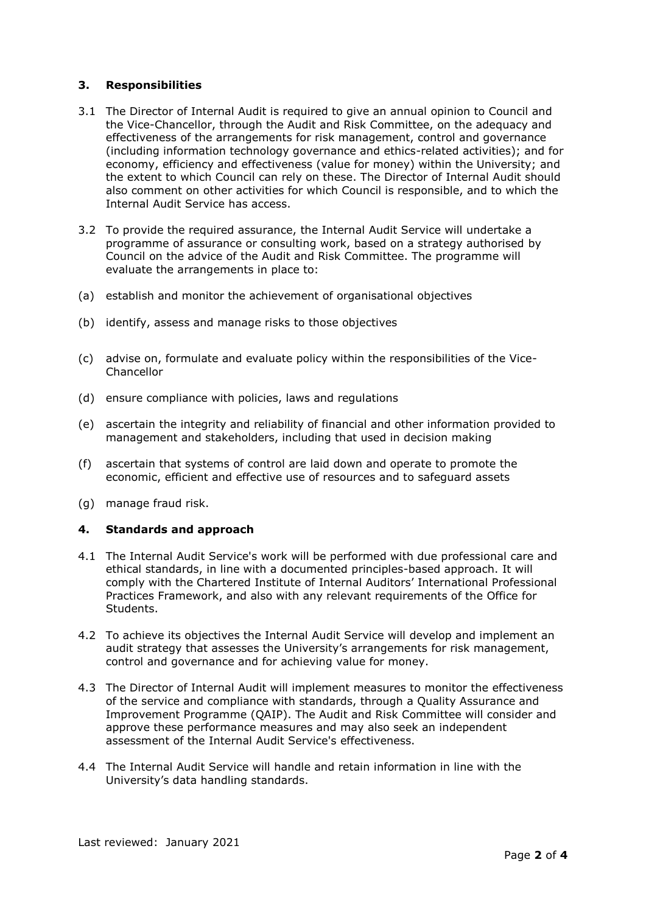## 3. Responsibilities

3.1 The Director of Internal Audit is required to give an annual opinion to Council and the Vice-Chancellor, through the Audit and Risk Committee, on the adequacy and effectiveness of the arrangements for risk management, control and governance (including information technology governance and ethics-related activities); and for economy, efficiency and effectiveness (value for money) within the University; and the extent to which Council can rely on these. The Director of Internal Audit should also comment on other activities for which Council is responsible, and to which the Internal Audit Service has access.

3.2 To provide the required assurance, the Internal Audit Service will undertake a programme of assurance or consulting work, based on a strategy authorised by Council on the advice of the Audit and Risk Committee. The programme will evaluate the arrangements in place to:

(a) establish and monitor the achievement of organisational objectives

(b) identify, assess and manage risks to those objectives

(c) advise on, formulate and evaluate policy within the responsibilities of the Vice-Chancellor

(d) ensure compliance with policies, laws and regulations

(e) ascertain the integrity and reliability of financial and other information provided to management and stakeholders, including that used in decision making

(f) ascertain that systems of control are laid down and operate to promote the economic, efficient and effective use of resources and to safeguard assets

(g) manage fraud risk.

## 4. Standards and approach

4.1 The Internal Audit Service's work will be performed with due professional care and ethical standards, in line with a documented principles-based approach. It will comply with the Chartered Institute of Internal Auditors' International Professional Practices Framework, and also with any relevant requirements of the Office for Students.

4.2 To achieve its objectives the Internal Audit Service will develop and implement an audit strategy that assesses the University's arrangements for risk management, control and governance and for achieving value for money.

4.3 The Director of Internal Audit will implement measures to monitor the effectiveness of the service and compliance with standards, through a Quality Assurance and Improvement Programme (QAIP). The Audit and Risk Committee will consider and approve these performance measures and may also seek an independent assessment of the Internal Audit Service's effectiveness.

4.4 The Internal Audit Service will handle and retain information in line with the University's data handling standards.

Last reviewed: January 2021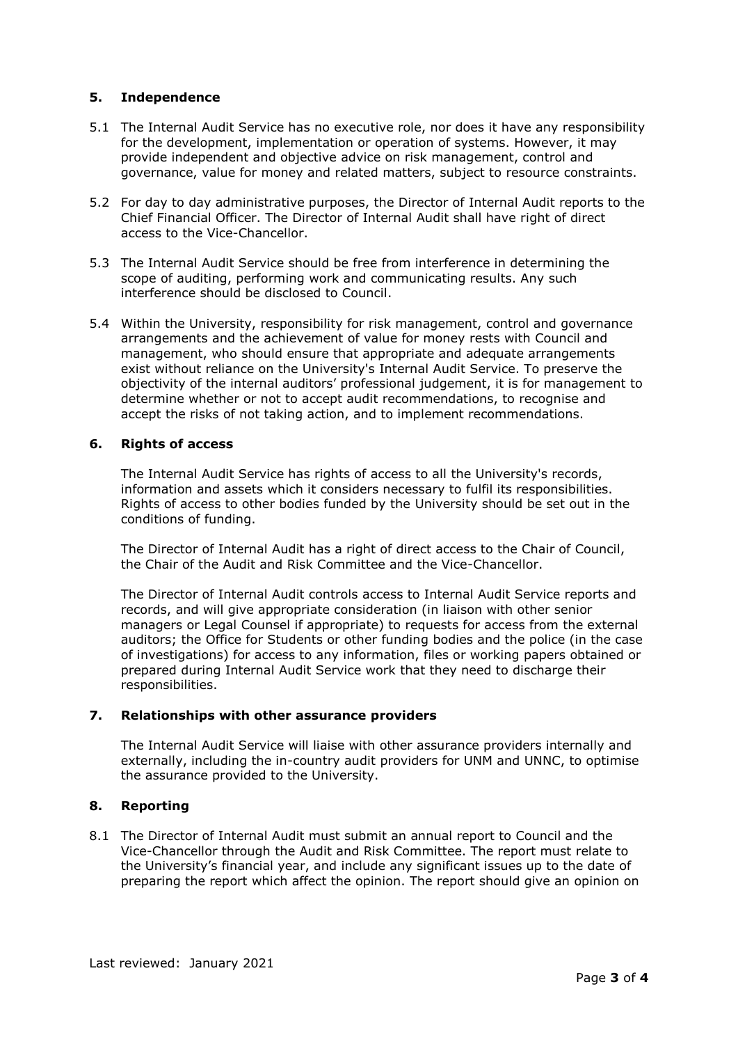## 5. Independence

5.1 The Internal Audit Service has no executive role, nor does it have any responsibility for the development, implementation or operation of systems. However, it may provide independent and objective advice on risk management, control and governance, value for money and related matters, subject to resource constraints.

5.2 For day to day administrative purposes, the Director of Internal Audit reports to the Chief Financial Officer. The Director of Internal Audit shall have right of direct access to the Vice-Chancellor.

5.3 The Internal Audit Service should be free from interference in determining the scope of auditing, performing work and communicating results. Any such interference should be disclosed to Council.

5.4 Within the University, responsibility for risk management, control and governance arrangements and the achievement of value for money rests with Council and management, who should ensure that appropriate and adequate arrangements exist without reliance on the University's Internal Audit Service. To preserve the objectivity of the internal auditors' professional judgement, it is for management to determine whether or not to accept audit recommendations, to recognise and accept the risks of not taking action, and to implement recommendations.

## 6. Rights of access

The Internal Audit Service has rights of access to all the University's records, information and assets which it considers necessary to fulfil its responsibilities. Rights of access to other bodies funded by the University should be set out in the conditions of funding.

The Director of Internal Audit has a right of direct access to the Chair of Council, the Chair of the Audit and Risk Committee and the Vice-Chancellor.

The Director of Internal Audit controls access to Internal Audit Service reports and records, and will give appropriate consideration (in liaison with other senior managers or Legal Counsel if appropriate) to requests for access from the external auditors; the Office for Students or other funding bodies and the police (in the case of investigations) for access to any information, files or working papers obtained or prepared during Internal Audit Service work that they need to discharge their responsibilities.

## 7. Relationships with other assurance providers

The Internal Audit Service will liaise with other assurance providers internally and externally, including the in-country audit providers for UNM and UNNC, to optimise the assurance provided to the University.

## 8. Reporting

8.1 The Director of Internal Audit must submit an annual report to Council and the Vice-Chancellor through the Audit and Risk Committee. The report must relate to the University's financial year, and include any significant issues up to the date of preparing the report which affect the opinion. The report should give an opinion on

Last reviewed: January 2021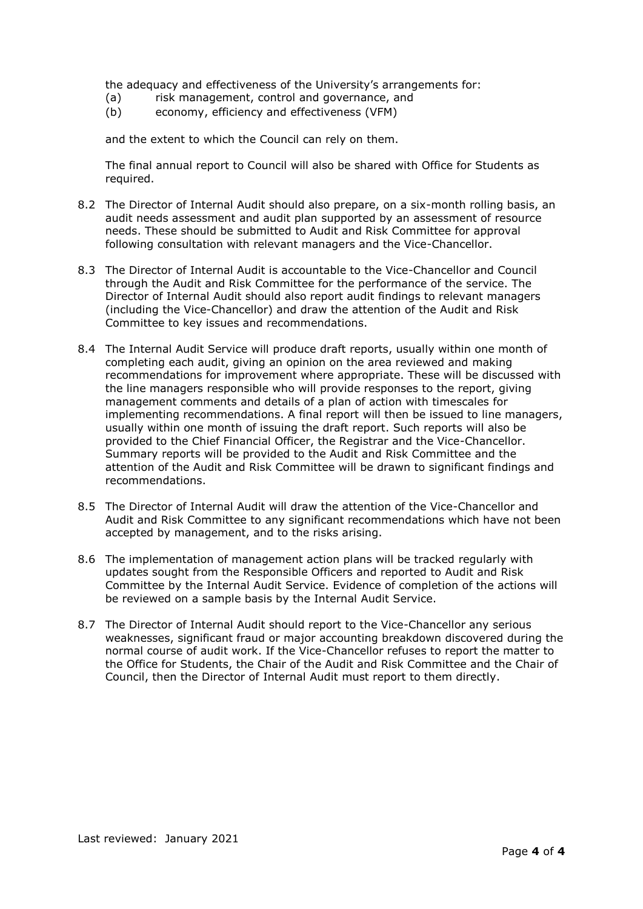the adequacy and effectiveness of the University's arrangements for:

(a) risk management, control and governance, and
(b) economy, efficiency and effectiveness (VFM)

and the extent to which the Council can rely on them.

The final annual report to Council will also be shared with Office for Students as required.

8.2 The Director of Internal Audit should also prepare, on a six-month rolling basis, an audit needs assessment and audit plan supported by an assessment of resource needs. These should be submitted to Audit and Risk Committee for approval following consultation with relevant managers and the Vice-Chancellor.

8.3 The Director of Internal Audit is accountable to the Vice-Chancellor and Council through the Audit and Risk Committee for the performance of the service. The Director of Internal Audit should also report audit findings to relevant managers (including the Vice-Chancellor) and draw the attention of the Audit and Risk Committee to key issues and recommendations.

8.4 The Internal Audit Service will produce draft reports, usually within one month of completing each audit, giving an opinion on the area reviewed and making recommendations for improvement where appropriate. These will be discussed with the line managers responsible who will provide responses to the report, giving management comments and details of a plan of action with timescales for implementing recommendations. A final report will then be issued to line managers, usually within one month of issuing the draft report. Such reports will also be provided to the Chief Financial Officer, the Registrar and the Vice-Chancellor. Summary reports will be provided to the Audit and Risk Committee and the attention of the Audit and Risk Committee will be drawn to significant findings and recommendations.

8.5 The Director of Internal Audit will draw the attention of the Vice-Chancellor and Audit and Risk Committee to any significant recommendations which have not been accepted by management, and to the risks arising.

8.6 The implementation of management action plans will be tracked regularly with updates sought from the Responsible Officers and reported to Audit and Risk Committee by the Internal Audit Service. Evidence of completion of the actions will be reviewed on a sample basis by the Internal Audit Service.

8.7 The Director of Internal Audit should report to the Vice-Chancellor any serious weaknesses, significant fraud or major accounting breakdown discovered during the normal course of audit work. If the Vice-Chancellor refuses to report the matter to the Office for Students, the Chair of the Audit and Risk Committee and the Chair of Council, then the Director of Internal Audit must report to them directly.

Last reviewed: January 2021